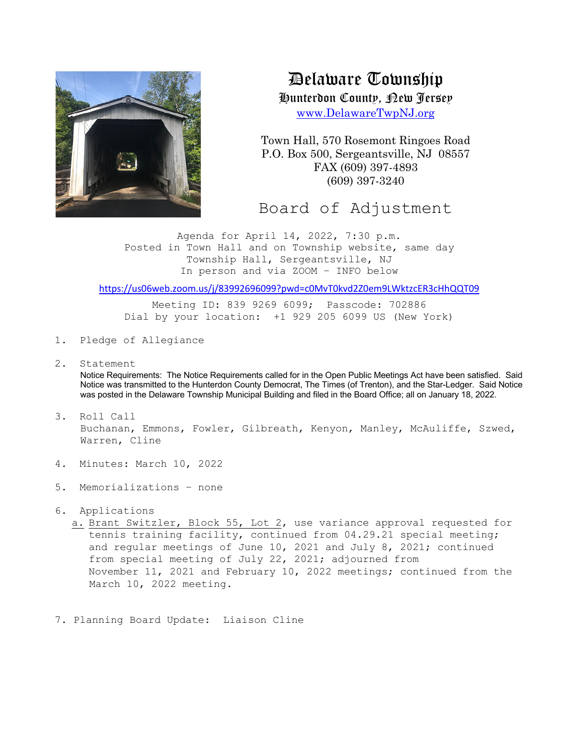# Delaware Township

## Hunterdon County, New Jersey

www.DelawareTwpNJ.org

Town Hall, 570 Rosemont Ringoes Road
P.O. Box 500, Sergeantsville, NJ 08557
FAX (609) 397-4893
(609) 397-3240

## Board of Adjustment

Agenda for April 14, 2022, 7:30 p.m.
Posted in Town Hall and on Township website, same day
Township Hall, Sergeantsville, NJ
In person and via ZOOM – INFO below

https://us06web.zoom.us/j/83992696099?pwd=c0MvT0kvd2Z0em9LWktzcER3cHhQQT09

Meeting ID: 839 9269 6099; Passcode: 702886
Dial by your location: +1 929 205 6099 US (New York)

1. Pledge of Allegiance

2. Statement
   Notice Requirements: The Notice Requirements called for in the Open Public Meetings Act have been satisfied. Said Notice was transmitted to the Hunterdon County Democrat, The Times (of Trenton), and the Star-Ledger. Said Notice was posted in the Delaware Township Municipal Building and filed in the Board Office; all on January 18, 2022.

3. Roll Call
   Buchanan, Emmons, Fowler, Gilbreath, Kenyon, Manley, McAuliffe, Szwed, Warren, Cline

4. Minutes: March 10, 2022

5. Memorializations – none

6. Applications
   a. Brant Switzler, Block 55, Lot 2, use variance approval requested for tennis training facility, continued from 04.29.21 special meeting; and regular meetings of June 10, 2021 and July 8, 2021; continued from special meeting of July 22, 2021; adjourned from November 11, 2021 and February 10, 2022 meetings; continued from the March 10, 2022 meeting.

7. Planning Board Update: Liaison Cline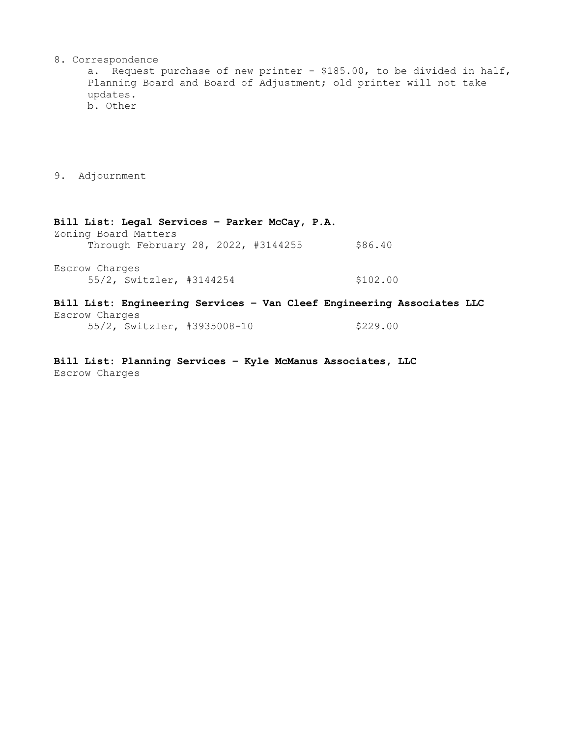8. Correspondence
    a. Request purchase of new printer - $185.00, to be divided in half, Planning Board and Board of Adjustment; old printer will not take updates.
    b. Other

9. Adjournment

**Bill List: Legal Services – Parker McCay, P.A.**

Zoning Board Matters

| | |
|---|---|
| Through February 28, 2022, #3144255 | $86.40 |

Escrow Charges

| | |
|---|---|
| 55/2, Switzler, #3144254 | $102.00 |

**Bill List: Engineering Services – Van Cleef Engineering Associates LLC**

Escrow Charges

| | |
|---|---|
| 55/2, Switzler, #3935008-10 | $229.00 |

**Bill List: Planning Services – Kyle McManus Associates, LLC**

Escrow Charges